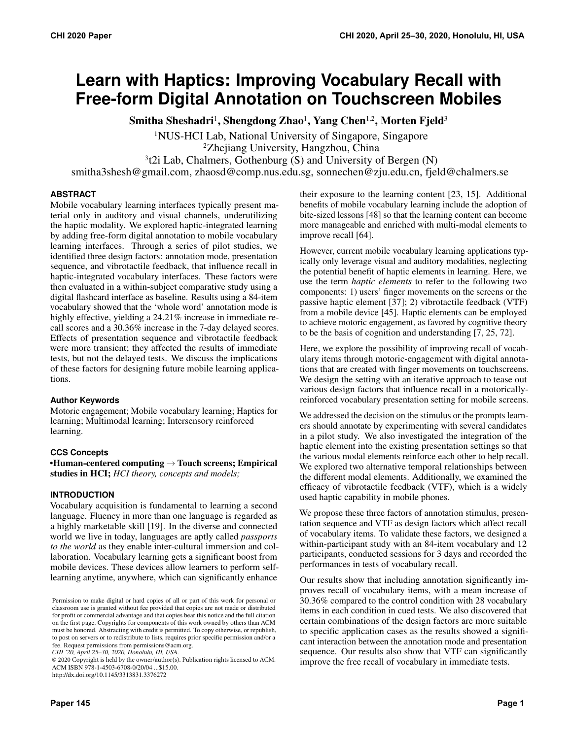# Learn with Haptics: Improving Vocabulary Recall with Free-form Digital Annotation on Touchscreen Mobiles

**Smitha Sheshadri**[1], **Shengdong Zhao**[1], **Yang Chen**[1,2], **Morten Fjeld**[3]

[1]NUS-HCI Lab, National University of Singapore, Singapore
[2]Zhejiang University, Hangzhou, China
[3]t2i Lab, Chalmers, Gothenburg (S) and University of Bergen (N)
smitha3shesh@gmail.com, zhaosd@comp.nus.edu.sg, sonnechen@zju.edu.cn, fjeld@chalmers.se

## ABSTRACT

Mobile vocabulary learning interfaces typically present material only in auditory and visual channels, underutilizing the haptic modality. We explored haptic-integrated learning by adding free-form digital annotation to mobile vocabulary learning interfaces. Through a series of pilot studies, we identified three design factors: annotation mode, presentation sequence, and vibrotactile feedback, that influence recall in haptic-integrated vocabulary interfaces. These factors were then evaluated in a within-subject comparative study using a digital flashcard interface as baseline. Results using a 84-item vocabulary showed that the 'whole word' annotation mode is highly effective, yielding a 24.21% increase in immediate recall scores and a 30.36% increase in the 7-day delayed scores. Effects of presentation sequence and vibrotactile feedback were more transient; they affected the results of immediate tests, but not the delayed tests. We discuss the implications of these factors for designing future mobile learning applications.

### Author Keywords

Motoric engagement; Mobile vocabulary learning; Haptics for learning; Multimodal learning; Intersensory reinforced learning.

### CCS Concepts

•**Human-centered computing** → **Touch screens; Empirical studies in HCI;** *HCI theory, concepts and models;*

## INTRODUCTION

Vocabulary acquisition is fundamental to learning a second language. Fluency in more than one language is regarded as a highly marketable skill [19]. In the diverse and connected world we live in today, languages are aptly called *passports to the world* as they enable inter-cultural immersion and collaboration. Vocabulary learning gets a significant boost from mobile devices. These devices allow learners to perform self-learning anytime, anywhere, which can significantly enhance their exposure to the learning content [23, 15]. Additional benefits of mobile vocabulary learning include the adoption of bite-sized lessons [48] so that the learning content can become more manageable and enriched with multi-modal elements to improve recall [64].

However, current mobile vocabulary learning applications typically only leverage visual and auditory modalities, neglecting the potential benefit of haptic elements in learning. Here, we use the term *haptic elements* to refer to the following two components: 1) users' finger movements on the screens or the passive haptic element [37]; 2) vibrotactile feedback (VTF) from a mobile device [45]. Haptic elements can be employed to achieve motoric engagement, as favored by cognitive theory to be the basis of cognition and understanding [7, 25, 72].

Here, we explore the possibility of improving recall of vocabulary items through motoric-engagement with digital annotations that are created with finger movements on touchscreens. We design the setting with an iterative approach to tease out various design factors that influence recall in a motorically-reinforced vocabulary presentation setting for mobile screens.

We addressed the decision on the stimulus or the prompts learners should annotate by experimenting with several candidates in a pilot study. We also investigated the integration of the haptic element into the existing presentation settings so that the various modal elements reinforce each other to help recall. We explored two alternative temporal relationships between the different modal elements. Additionally, we examined the efficacy of vibrotactile feedback (VTF), which is a widely used haptic capability in mobile phones.

We propose these three factors of annotation stimulus, presentation sequence and VTF as design factors which affect recall of vocabulary items. To validate these factors, we designed a within-participant study with an 84-item vocabulary and 12 participants, conducted sessions for 3 days and recorded the performances in tests of vocabulary recall.

Our results show that including annotation significantly improves recall of vocabulary items, with a mean increase of 30.36% compared to the control condition with 28 vocabulary items in each condition in cued tests. We also discovered that certain combinations of the design factors are more suitable to specific application cases as the results showed a significant interaction between the annotation mode and presentation sequence. Our results also show that VTF can significantly improve the free recall of vocabulary in immediate tests.

Permission to make digital or hard copies of all or part of this work for personal or classroom use is granted without fee provided that copies are not made or distributed for profit or commercial advantage and that copies bear this notice and the full citation on the first page. Copyrights for components of this work owned by others than ACM must be honored. Abstracting with credit is permitted. To copy otherwise, or republish, to post on servers or to redistribute to lists, requires prior specific permission and/or a fee. Request permissions from permissions@acm.org.
*CHI '20, April 25–30, 2020, Honolulu, HI, USA.*
© 2020 Copyright is held by the owner/author(s). Publication rights licensed to ACM.
ACM ISBN 978-1-4503-6708-0/20/04 ...$15.00.
http://dx.doi.org/10.1145/3313831.3376272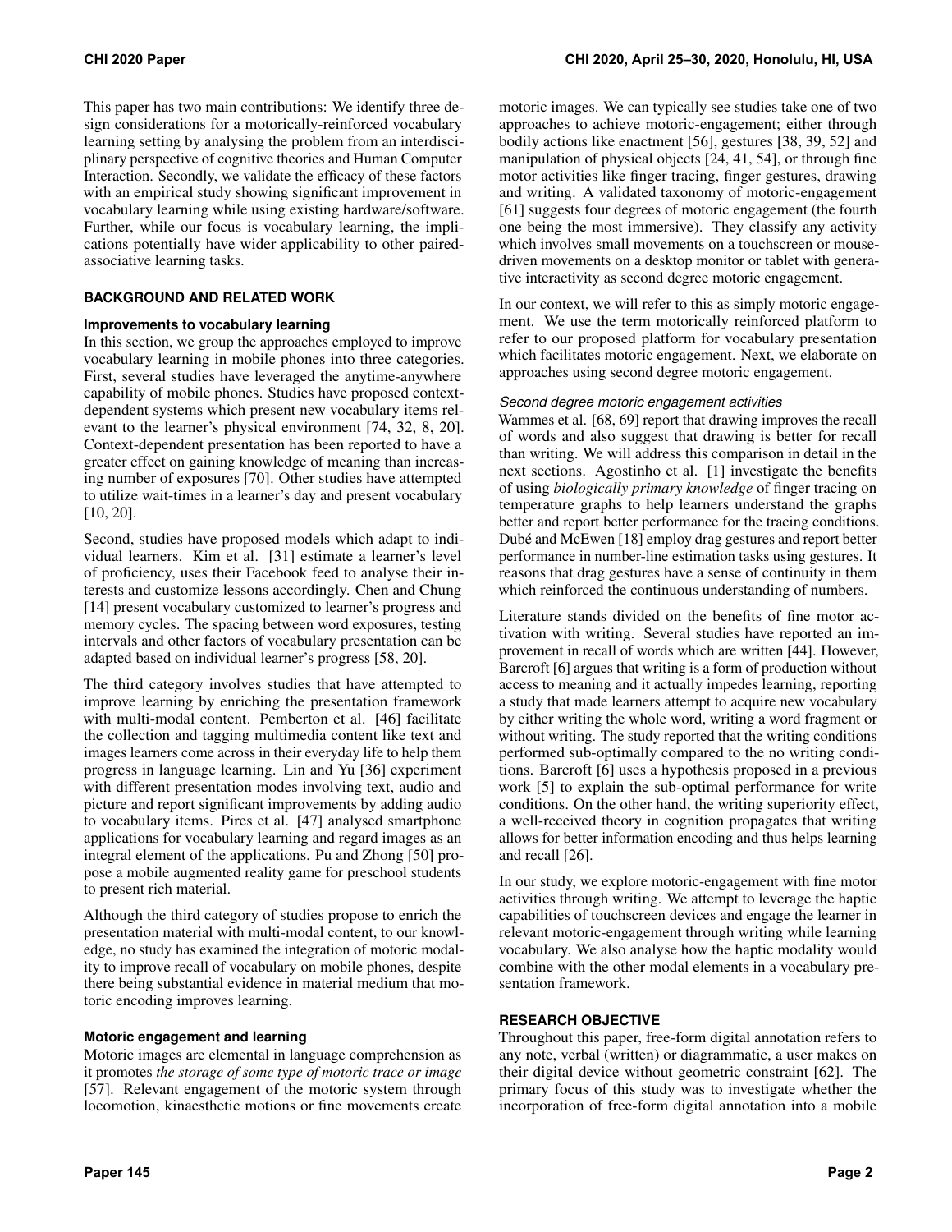This paper has two main contributions: We identify three design considerations for a motorically-reinforced vocabulary learning setting by analysing the problem from an interdisciplinary perspective of cognitive theories and Human Computer Interaction. Secondly, we validate the efficacy of these factors with an empirical study showing significant improvement in vocabulary learning while using existing hardware/software. Further, while our focus is vocabulary learning, the implications potentially have wider applicability to other paired-associative learning tasks.

## BACKGROUND AND RELATED WORK

### Improvements to vocabulary learning

In this section, we group the approaches employed to improve vocabulary learning in mobile phones into three categories. First, several studies have leveraged the anytime-anywhere capability of mobile phones. Studies have proposed context-dependent systems which present new vocabulary items relevant to the learner's physical environment [74, 32, 8, 20]. Context-dependent presentation has been reported to have a greater effect on gaining knowledge of meaning than increasing number of exposures [70]. Other studies have attempted to utilize wait-times in a learner's day and present vocabulary [10, 20].

Second, studies have proposed models which adapt to individual learners. Kim et al. [31] estimate a learner's level of proficiency, uses their Facebook feed to analyse their interests and customize lessons accordingly. Chen and Chung [14] present vocabulary customized to learner's progress and memory cycles. The spacing between word exposures, testing intervals and other factors of vocabulary presentation can be adapted based on individual learner's progress [58, 20].

The third category involves studies that have attempted to improve learning by enriching the presentation framework with multi-modal content. Pemberton et al. [46] facilitate the collection and tagging multimedia content like text and images learners come across in their everyday life to help them progress in language learning. Lin and Yu [36] experiment with different presentation modes involving text, audio and picture and report significant improvements by adding audio to vocabulary items. Pires et al. [47] analysed smartphone applications for vocabulary learning and regard images as an integral element of the applications. Pu and Zhong [50] propose a mobile augmented reality game for preschool students to present rich material.

Although the third category of studies propose to enrich the presentation material with multi-modal content, to our knowledge, no study has examined the integration of motoric modality to improve recall of vocabulary on mobile phones, despite there being substantial evidence in material medium that motoric encoding improves learning.

### Motoric engagement and learning

Motoric images are elemental in language comprehension as it promotes *the storage of some type of motoric trace or image* [57]. Relevant engagement of the motoric system through locomotion, kinaesthetic motions or fine movements create motoric images. We can typically see studies take one of two approaches to achieve motoric-engagement; either through bodily actions like enactment [56], gestures [38, 39, 52] and manipulation of physical objects [24, 41, 54], or through fine motor activities like finger tracing, finger gestures, drawing and writing. A validated taxonomy of motoric-engagement [61] suggests four degrees of motoric engagement (the fourth one being the most immersive). They classify any activity which involves small movements on a touchscreen or mouse-driven movements on a desktop monitor or tablet with generative interactivity as second degree motoric engagement.

In our context, we will refer to this as simply motoric engagement. We use the term motorically reinforced platform to refer to our proposed platform for vocabulary presentation which facilitates motoric engagement. Next, we elaborate on approaches using second degree motoric engagement.

#### *Second degree motoric engagement activities*

Wammes et al. [68, 69] report that drawing improves the recall of words and also suggest that drawing is better for recall than writing. We will address this comparison in detail in the next sections. Agostinho et al. [1] investigate the benefits of using *biologically primary knowledge* of finger tracing on temperature graphs to help learners understand the graphs better and report better performance for the tracing conditions. Dubé and McEwen [18] employ drag gestures and report better performance in number-line estimation tasks using gestures. It reasons that drag gestures have a sense of continuity in them which reinforced the continuous understanding of numbers.

Literature stands divided on the benefits of fine motor activation with writing. Several studies have reported an improvement in recall of words which are written [44]. However, Barcroft [6] argues that writing is a form of production without access to meaning and it actually impedes learning, reporting a study that made learners attempt to acquire new vocabulary by either writing the whole word, writing a word fragment or without writing. The study reported that the writing conditions performed sub-optimally compared to the no writing conditions. Barcroft [6] uses a hypothesis proposed in a previous work [5] to explain the sub-optimal performance for write conditions. On the other hand, the writing superiority effect, a well-received theory in cognition propagates that writing allows for better information encoding and thus helps learning and recall [26].

In our study, we explore motoric-engagement with fine motor activities through writing. We attempt to leverage the haptic capabilities of touchscreen devices and engage the learner in relevant motoric-engagement through writing while learning vocabulary. We also analyse how the haptic modality would combine with the other modal elements in a vocabulary presentation framework.

## RESEARCH OBJECTIVE

Throughout this paper, free-form digital annotation refers to any note, verbal (written) or diagrammatic, a user makes on their digital device without geometric constraint [62]. The primary focus of this study was to investigate whether the incorporation of free-form digital annotation into a mobile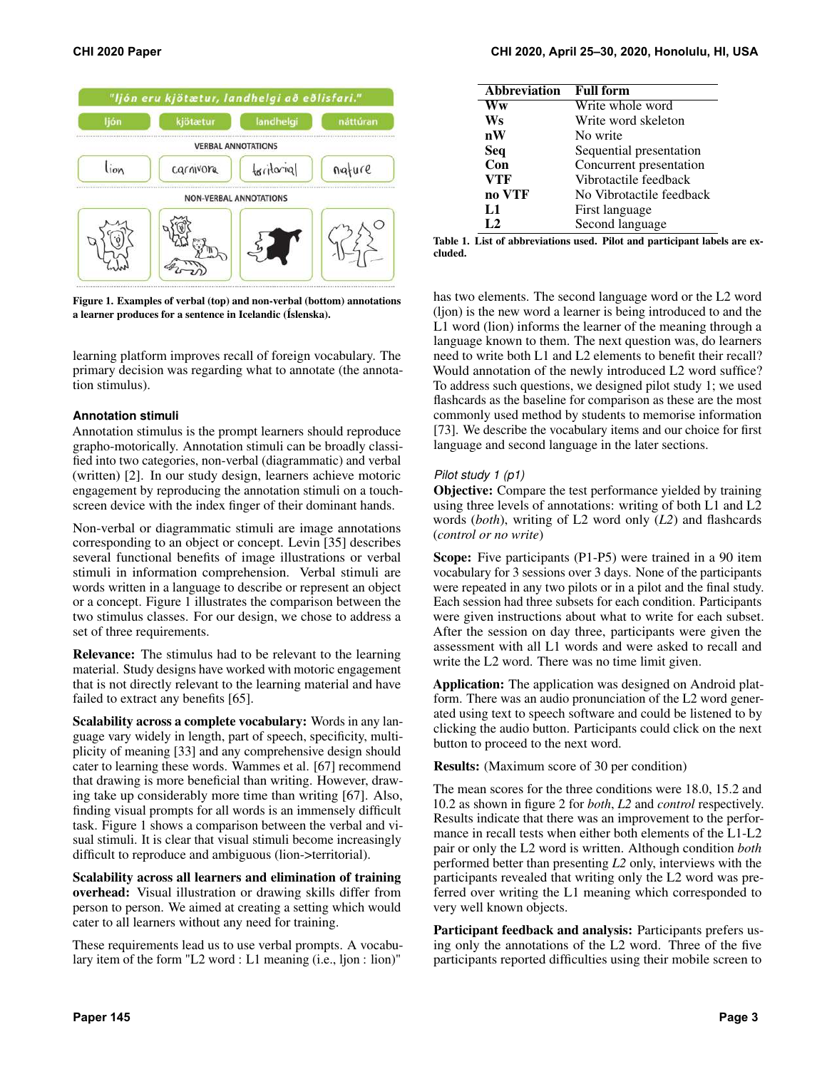Figure 1. Examples of verbal (top) and non-verbal (bottom) annotations a learner produces for a sentence in Icelandic (Íslenska).

learning platform improves recall of foreign vocabulary. The primary decision was regarding what to annotate (the annotation stimulus).

### Annotation stimuli

Annotation stimulus is the prompt learners should reproduce grapho-motorically. Annotation stimuli can be broadly classified into two categories, non-verbal (diagrammatic) and verbal (written) [2]. In our study design, learners achieve motoric engagement by reproducing the annotation stimuli on a touch-screen device with the index finger of their dominant hands.

Non-verbal or diagrammatic stimuli are image annotations corresponding to an object or concept. Levin [35] describes several functional benefits of image illustrations or verbal stimuli in information comprehension. Verbal stimuli are words written in a language to describe or represent an object or a concept. Figure 1 illustrates the comparison between the two stimulus classes. For our design, we chose to address a set of three requirements.

**Relevance:** The stimulus had to be relevant to the learning material. Study designs have worked with motoric engagement that is not directly relevant to the learning material and have failed to extract any benefits [65].

**Scalability across a complete vocabulary:** Words in any language vary widely in length, part of speech, specificity, multiplicity of meaning [33] and any comprehensive design should cater to learning these words. Wammes et al. [67] recommend that drawing is more beneficial than writing. However, drawing take up considerably more time than writing [67]. Also, finding visual prompts for all words is an immensely difficult task. Figure 1 shows a comparison between the verbal and visual stimuli. It is clear that visual stimuli become increasingly difficult to reproduce and ambiguous (lion->territorial).

**Scalability across all learners and elimination of training overhead:** Visual illustration or drawing skills differ from person to person. We aimed at creating a setting which would cater to all learners without any need for training.

These requirements lead us to use verbal prompts. A vocabulary item of the form "L2 word : L1 meaning (i.e., ljon : lion)" has two elements. The second language word or the L2 word (ljon) is the new word a learner is being introduced to and the L1 word (lion) informs the learner of the meaning through a language known to them. The next question was, do learners need to write both L1 and L2 elements to benefit their recall? Would annotation of the newly introduced L2 word suffice? To address such questions, we designed pilot study 1; we used flashcards as the baseline for comparison as these are the most commonly used method by students to memorise information [73]. We describe the vocabulary items and our choice for first language and second language in the later sections.

| Abbreviation | Full form |
|---|---|
| **Ww** | Write whole word |
| **Ws** | Write word skeleton |
| **nW** | No write |
| **Seq** | Sequential presentation |
| **Con** | Concurrent presentation |
| **VTF** | Vibrotactile feedback |
| **no VTF** | No Vibrotactile feedback |
| **L1** | First language |
| **L2** | Second language |

**Table 1. List of abbreviations used. Pilot and participant labels are excluded.**

#### *Pilot study 1 (p1)*

**Objective:** Compare the test performance yielded by training using three levels of annotations: writing of both L1 and L2 words (*both*), writing of L2 word only (*L2*) and flashcards (*control or no write*)

**Scope:** Five participants (P1-P5) were trained in a 90 item vocabulary for 3 sessions over 3 days. None of the participants were repeated in any two pilots or in a pilot and the final study. Each session had three subsets for each condition. Participants were given instructions about what to write for each subset. After the session on day three, participants were given the assessment with all L1 words and were asked to recall and write the L2 word. There was no time limit given.

**Application:** The application was designed on Android platform. There was an audio pronunciation of the L2 word generated using text to speech software and could be listened to by clicking the audio button. Participants could click on the next button to proceed to the next word.

**Results:** (Maximum score of 30 per condition)

The mean scores for the three conditions were 18.0, 15.2 and 10.2 as shown in figure 2 for *both*, *L2* and *control* respectively. Results indicate that there was an improvement to the performance in recall tests when either both elements of the L1-L2 pair or only the L2 word is written. Although condition *both* performed better than presenting *L2* only, interviews with the participants revealed that writing only the L2 word was preferred over writing the L1 meaning which corresponded to very well known objects.

**Participant feedback and analysis:** Participants prefers using only the annotations of the L2 word. Three of the five participants reported difficulties using their mobile screen to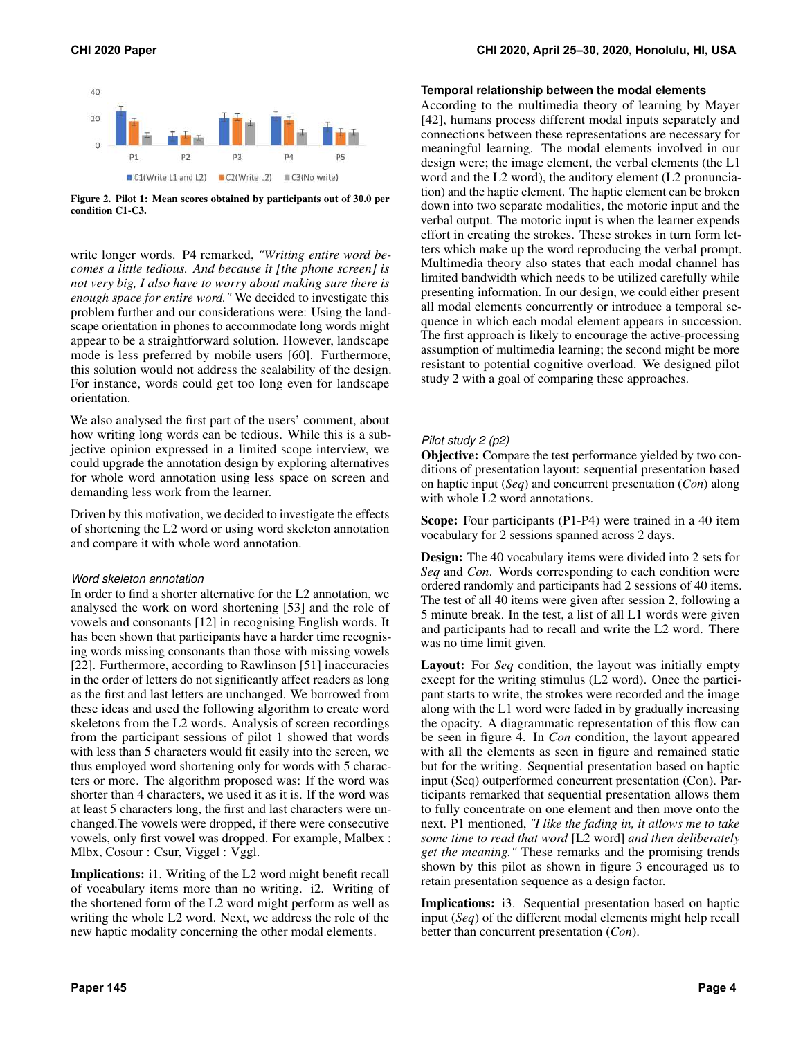Figure 2. Pilot 1: Mean scores obtained by participants out of 30.0 per condition C1-C3.

write longer words. P4 remarked, *"Writing entire word becomes a little tedious. And because it [the phone screen] is not very big, I also have to worry about making sure there is enough space for entire word."* We decided to investigate this problem further and our considerations were: Using the landscape orientation in phones to accommodate long words might appear to be a straightforward solution. However, landscape mode is less preferred by mobile users [60]. Furthermore, this solution would not address the scalability of the design. For instance, words could get too long even for landscape orientation.

We also analysed the first part of the users' comment, about how writing long words can be tedious. While this is a subjective opinion expressed in a limited scope interview, we could upgrade the annotation design by exploring alternatives for whole word annotation using less space on screen and demanding less work from the learner.

Driven by this motivation, we decided to investigate the effects of shortening the L2 word or using word skeleton annotation and compare it with whole word annotation.

#### *Word skeleton annotation*

In order to find a shorter alternative for the L2 annotation, we analysed the work on word shortening [53] and the role of vowels and consonants [12] in recognising English words. It has been shown that participants have a harder time recognising words missing consonants than those with missing vowels [22]. Furthermore, according to Rawlinson [51] inaccuracies in the order of letters do not significantly affect readers as long as the first and last letters are unchanged. We borrowed from these ideas and used the following algorithm to create word skeletons from the L2 words. Analysis of screen recordings from the participant sessions of pilot 1 showed that words with less than 5 characters would fit easily into the screen, we thus employed word shortening only for words with 5 characters or more. The algorithm proposed was: If the word was shorter than 4 characters, we used it as it is. If the word was at least 5 characters long, the first and last characters were unchanged.The vowels were dropped, if there were consecutive vowels, only first vowel was dropped. For example, Malbex : Mlbx, Cosour : Csur, Viggel : Vggl.

**Implications:** i1. Writing of the L2 word might benefit recall of vocabulary items more than no writing. i2. Writing of the shortened form of the L2 word might perform as well as writing the whole L2 word. Next, we address the role of the new haptic modality concerning the other modal elements.

### Temporal relationship between the modal elements

According to the multimedia theory of learning by Mayer [42], humans process different modal inputs separately and connections between these representations are necessary for meaningful learning. The modal elements involved in our design were; the image element, the verbal elements (the L1 word and the L2 word), the auditory element (L2 pronunciation) and the haptic element. The haptic element can be broken down into two separate modalities, the motoric input and the verbal output. The motoric input is when the learner expends effort in creating the strokes. These strokes in turn form letters which make up the word reproducing the verbal prompt. Multimedia theory also states that each modal channel has limited bandwidth which needs to be utilized carefully while presenting information. In our design, we could either present all modal elements concurrently or introduce a temporal sequence in which each modal element appears in succession. The first approach is likely to encourage the active-processing assumption of multimedia learning; the second might be more resistant to potential cognitive overload. We designed pilot study 2 with a goal of comparing these approaches.

#### *Pilot study 2 (p2)*

**Objective:** Compare the test performance yielded by two conditions of presentation layout: sequential presentation based on haptic input (*Seq*) and concurrent presentation (*Con*) along with whole L2 word annotations.

**Scope:** Four participants (P1-P4) were trained in a 40 item vocabulary for 2 sessions spanned across 2 days.

**Design:** The 40 vocabulary items were divided into 2 sets for *Seq* and *Con*. Words corresponding to each condition were ordered randomly and participants had 2 sessions of 40 items. The test of all 40 items were given after session 2, following a 5 minute break. In the test, a list of all L1 words were given and participants had to recall and write the L2 word. There was no time limit given.

**Layout:** For *Seq* condition, the layout was initially empty except for the writing stimulus (L2 word). Once the participant starts to write, the strokes were recorded and the image along with the L1 word were faded in by gradually increasing the opacity. A diagrammatic representation of this flow can be seen in figure 4. In *Con* condition, the layout appeared with all the elements as seen in figure and remained static but for the writing. Sequential presentation based on haptic input (Seq) outperformed concurrent presentation (Con). Participants remarked that sequential presentation allows them to fully concentrate on one element and then move onto the next. P1 mentioned, *"I like the fading in, it allows me to take some time to read that word* [L2 word] *and then deliberately get the meaning."* These remarks and the promising trends shown by this pilot as shown in figure 3 encouraged us to retain presentation sequence as a design factor.

**Implications:** i3. Sequential presentation based on haptic input (*Seq*) of the different modal elements might help recall better than concurrent presentation (*Con*).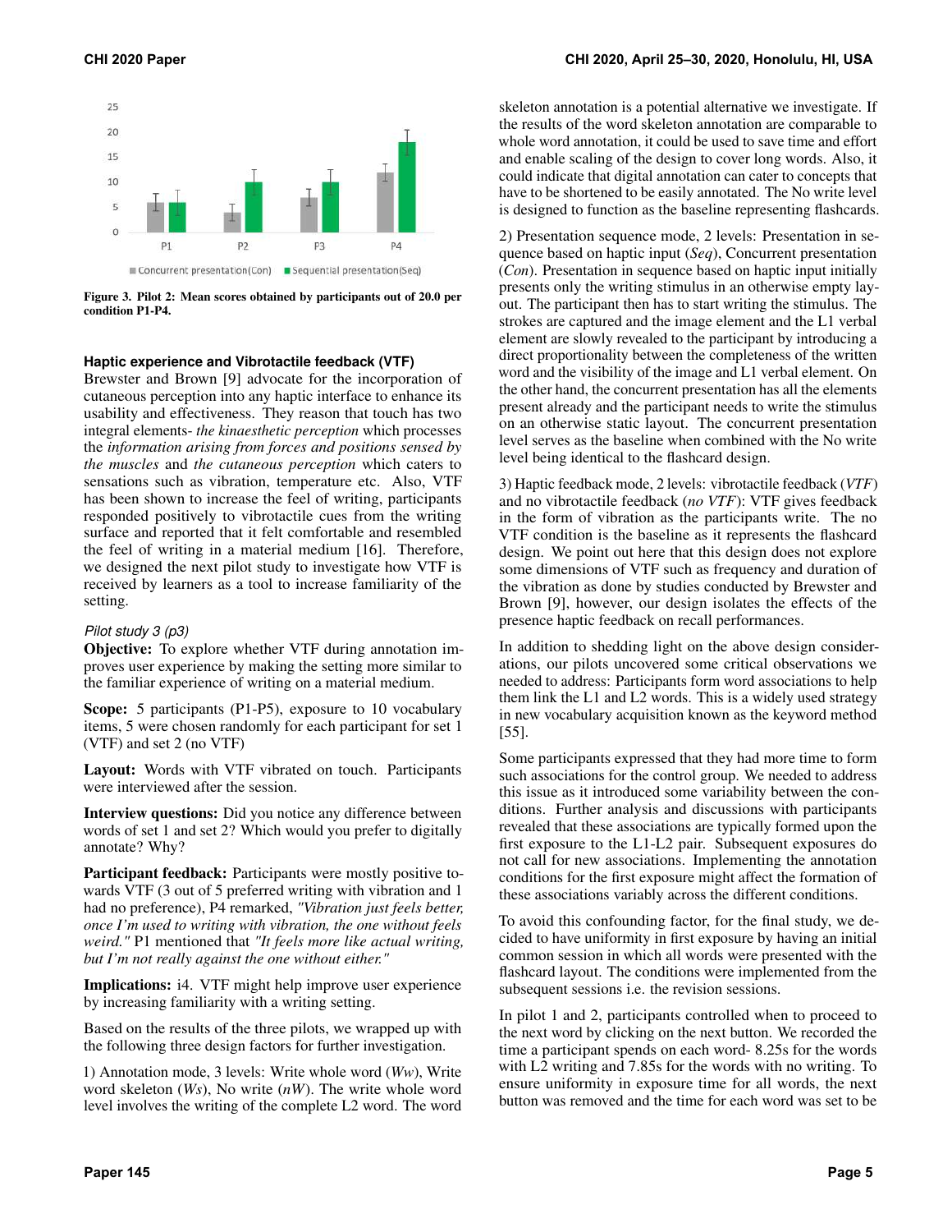Figure 3. Pilot 2: Mean scores obtained by participants out of 20.0 per condition P1-P4.

### Haptic experience and Vibrotactile feedback (VTF)

Brewster and Brown [9] advocate for the incorporation of cutaneous perception into any haptic interface to enhance its usability and effectiveness. They reason that touch has two integral elements- *the kinaesthetic perception* which processes the *information arising from forces and positions sensed by the muscles* and *the cutaneous perception* which caters to sensations such as vibration, temperature etc. Also, VTF has been shown to increase the feel of writing, participants responded positively to vibrotactile cues from the writing surface and reported that it felt comfortable and resembled the feel of writing in a material medium [16]. Therefore, we designed the next pilot study to investigate how VTF is received by learners as a tool to increase familiarity of the setting.

#### *Pilot study 3 (p3)*

**Objective:** To explore whether VTF during annotation improves user experience by making the setting more similar to the familiar experience of writing on a material medium.

**Scope:** 5 participants (P1-P5), exposure to 10 vocabulary items, 5 were chosen randomly for each participant for set 1 (VTF) and set 2 (no VTF)

**Layout:** Words with VTF vibrated on touch. Participants were interviewed after the session.

**Interview questions:** Did you notice any difference between words of set 1 and set 2? Which would you prefer to digitally annotate? Why?

**Participant feedback:** Participants were mostly positive towards VTF (3 out of 5 preferred writing with vibration and 1 had no preference), P4 remarked, *"Vibration just feels better, once I'm used to writing with vibration, the one without feels weird."* P1 mentioned that *"It feels more like actual writing, but I'm not really against the one without either."*

**Implications:** i4. VTF might help improve user experience by increasing familiarity with a writing setting.

Based on the results of the three pilots, we wrapped up with the following three design factors for further investigation.

1) Annotation mode, 3 levels: Write whole word (*Ww*), Write word skeleton (*Ws*), No write (*nW*). The write whole word level involves the writing of the complete L2 word. The word skeleton annotation is a potential alternative we investigate. If the results of the word skeleton annotation are comparable to whole word annotation, it could be used to save time and effort and enable scaling of the design to cover long words. Also, it could indicate that digital annotation can cater to concepts that have to be shortened to be easily annotated. The No write level is designed to function as the baseline representing flashcards.

2) Presentation sequence mode, 2 levels: Presentation in sequence based on haptic input (*Seq*), Concurrent presentation (*Con*). Presentation in sequence based on haptic input initially presents only the writing stimulus in an otherwise empty layout. The participant then has to start writing the stimulus. The strokes are captured and the image element and the L1 verbal element are slowly revealed to the participant by introducing a direct proportionality between the completeness of the written word and the visibility of the image and L1 verbal element. On the other hand, the concurrent presentation has all the elements present already and the participant needs to write the stimulus on an otherwise static layout. The concurrent presentation level serves as the baseline when combined with the No write level being identical to the flashcard design.

3) Haptic feedback mode, 2 levels: vibrotactile feedback (*VTF*) and no vibrotactile feedback (*no VTF*): VTF gives feedback in the form of vibration as the participants write. The no VTF condition is the baseline as it represents the flashcard design. We point out here that this design does not explore some dimensions of VTF such as frequency and duration of the vibration as done by studies conducted by Brewster and Brown [9], however, our design isolates the effects of the presence haptic feedback on recall performances.

In addition to shedding light on the above design considerations, our pilots uncovered some critical observations we needed to address: Participants form word associations to help them link the L1 and L2 words. This is a widely used strategy in new vocabulary acquisition known as the keyword method [55].

Some participants expressed that they had more time to form such associations for the control group. We needed to address this issue as it introduced some variability between the conditions. Further analysis and discussions with participants revealed that these associations are typically formed upon the first exposure to the L1-L2 pair. Subsequent exposures do not call for new associations. Implementing the annotation conditions for the first exposure might affect the formation of these associations variably across the different conditions.

To avoid this confounding factor, for the final study, we decided to have uniformity in first exposure by having an initial common session in which all words were presented with the flashcard layout. The conditions were implemented from the subsequent sessions i.e. the revision sessions.

In pilot 1 and 2, participants controlled when to proceed to the next word by clicking on the next button. We recorded the time a participant spends on each word- 8.25s for the words with L2 writing and 7.85s for the words with no writing. To ensure uniformity in exposure time for all words, the next button was removed and the time for each word was set to be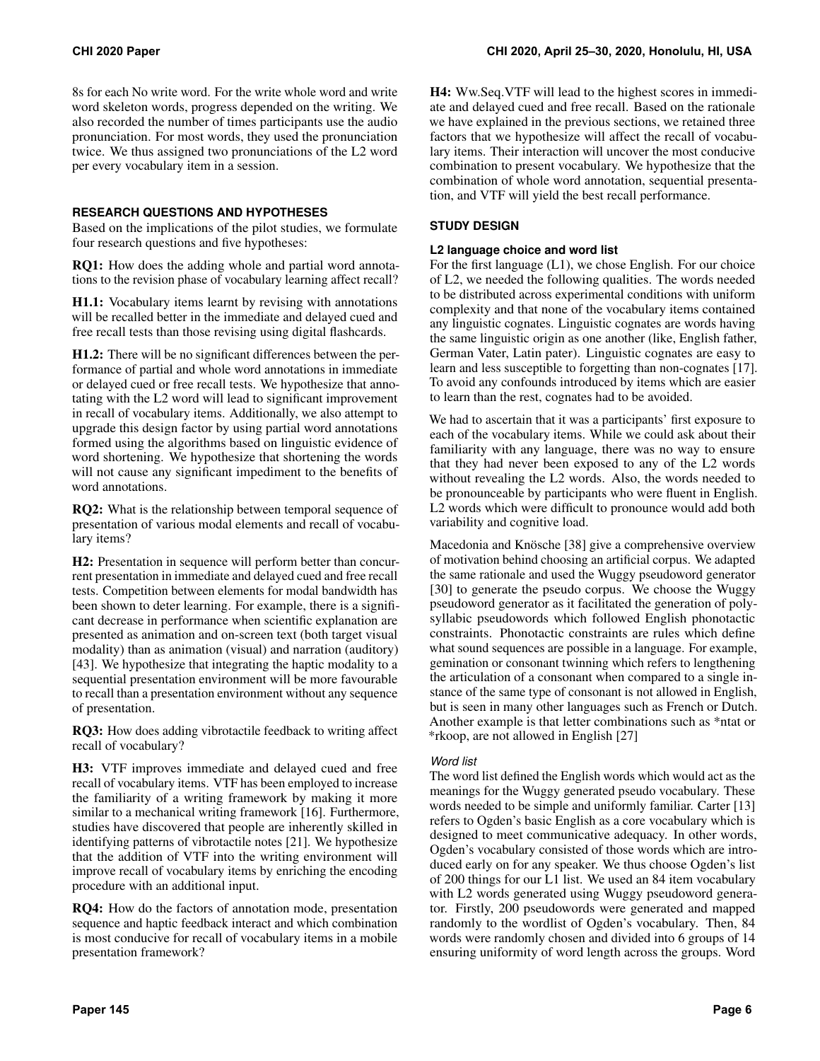8s for each No write word. For the write whole word and write word skeleton words, progress depended on the writing. We also recorded the number of times participants use the audio pronunciation. For most words, they used the pronunciation twice. We thus assigned two pronunciations of the L2 word per every vocabulary item in a session.

## RESEARCH QUESTIONS AND HYPOTHESES

Based on the implications of the pilot studies, we formulate four research questions and five hypotheses:

**RQ1:** How does the adding whole and partial word annotations to the revision phase of vocabulary learning affect recall?

**H1.1:** Vocabulary items learnt by revising with annotations will be recalled better in the immediate and delayed cued and free recall tests than those revising using digital flashcards.

**H1.2:** There will be no significant differences between the performance of partial and whole word annotations in immediate or delayed cued or free recall tests. We hypothesize that annotating with the L2 word will lead to significant improvement in recall of vocabulary items. Additionally, we also attempt to upgrade this design factor by using partial word annotations formed using the algorithms based on linguistic evidence of word shortening. We hypothesize that shortening the words will not cause any significant impediment to the benefits of word annotations.

**RQ2:** What is the relationship between temporal sequence of presentation of various modal elements and recall of vocabulary items?

**H2:** Presentation in sequence will perform better than concurrent presentation in immediate and delayed cued and free recall tests. Competition between elements for modal bandwidth has been shown to deter learning. For example, there is a significant decrease in performance when scientific explanation are presented as animation and on-screen text (both target visual modality) than as animation (visual) and narration (auditory) [43]. We hypothesize that integrating the haptic modality to a sequential presentation environment will be more favourable to recall than a presentation environment without any sequence of presentation.

**RQ3:** How does adding vibrotactile feedback to writing affect recall of vocabulary?

**H3:** VTF improves immediate and delayed cued and free recall of vocabulary items. VTF has been employed to increase the familiarity of a writing framework by making it more similar to a mechanical writing framework [16]. Furthermore, studies have discovered that people are inherently skilled in identifying patterns of vibrotactile notes [21]. We hypothesize that the addition of VTF into the writing environment will improve recall of vocabulary items by enriching the encoding procedure with an additional input.

**RQ4:** How do the factors of annotation mode, presentation sequence and haptic feedback interact and which combination is most conducive for recall of vocabulary items in a mobile presentation framework?

**H4:** Ww.Seq.VTF will lead to the highest scores in immediate and delayed cued and free recall. Based on the rationale we have explained in the previous sections, we retained three factors that we hypothesize will affect the recall of vocabulary items. Their interaction will uncover the most conducive combination to present vocabulary. We hypothesize that the combination of whole word annotation, sequential presentation, and VTF will yield the best recall performance.

## STUDY DESIGN

### L2 language choice and word list

For the first language (L1), we chose English. For our choice of L2, we needed the following qualities. The words needed to be distributed across experimental conditions with uniform complexity and that none of the vocabulary items contained any linguistic cognates. Linguistic cognates are words having the same linguistic origin as one another (like, English father, German Vater, Latin pater). Linguistic cognates are easy to learn and less susceptible to forgetting than non-cognates [17]. To avoid any confounds introduced by items which are easier to learn than the rest, cognates had to be avoided.

We had to ascertain that it was a participants' first exposure to each of the vocabulary items. While we could ask about their familiarity with any language, there was no way to ensure that they had never been exposed to any of the L2 words without revealing the L2 words. Also, the words needed to be pronounceable by participants who were fluent in English. L2 words which were difficult to pronounce would add both variability and cognitive load.

Macedonia and Knösche [38] give a comprehensive overview of motivation behind choosing an artificial corpus. We adapted the same rationale and used the Wuggy pseudoword generator [30] to generate the pseudo corpus. We choose the Wuggy pseudoword generator as it facilitated the generation of polysyllabic pseudowords which followed English phonotactic constraints. Phonotactic constraints are rules which define what sound sequences are possible in a language. For example, gemination or consonant twinning which refers to lengthening the articulation of a consonant when compared to a single instance of the same type of consonant is not allowed in English, but is seen in many other languages such as French or Dutch. Another example is that letter combinations such as *ntat or *rkoop, are not allowed in English [27]

#### *Word list*

The word list defined the English words which would act as the meanings for the Wuggy generated pseudo vocabulary. These words needed to be simple and uniformly familiar. Carter [13] refers to Ogden's basic English as a core vocabulary which is designed to meet communicative adequacy. In other words, Ogden's vocabulary consisted of those words which are introduced early on for any speaker. We thus choose Ogden's list of 200 things for our L1 list. We used an 84 item vocabulary with L2 words generated using Wuggy pseudoword generator. Firstly, 200 pseudowords were generated and mapped randomly to the wordlist of Ogden's vocabulary. Then, 84 words were randomly chosen and divided into 6 groups of 14 ensuring uniformity of word length across the groups. Word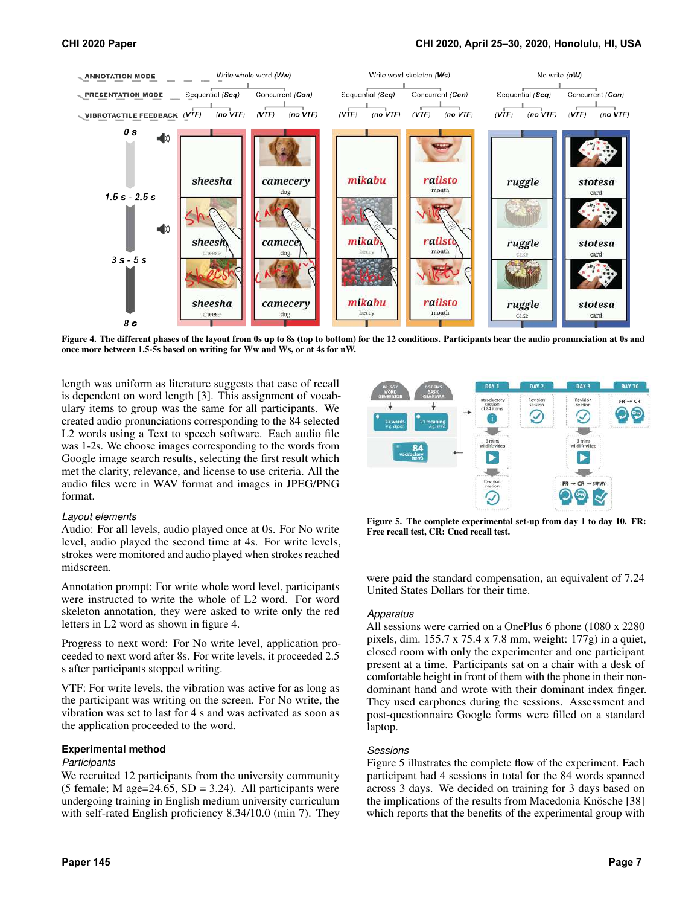Figure 4. The different phases of the layout from 0s up to 8s (top to bottom) for the 12 conditions. Participants hear the audio pronunciation at 0s and once more between 1.5-5s based on writing for Ww and Ws, or at 4s for nW.

length was uniform as literature suggests that ease of recall is dependent on word length [3]. This assignment of vocabulary items to group was the same for all participants. We created audio pronunciations corresponding to the 84 selected L2 words using a Text to speech software. Each audio file was 1-2s. We choose images corresponding to the words from Google image search results, selecting the first result which met the clarity, relevance, and license to use criteria. All the audio files were in WAV format and images in JPEG/PNG format.

*Layout elements*

Audio: For all levels, audio played once at 0s. For No write level, audio played the second time at 4s. For write levels, strokes were monitored and audio played when strokes reached midscreen.

Annotation prompt: For write whole word level, participants were instructed to write the whole of L2 word. For word skeleton annotation, they were asked to write only the red letters in L2 word as shown in figure 4.

Progress to next word: For No write level, application proceeded to next word after 8s. For write levels, it proceeded 2.5 s after participants stopped writing.

VTF: For write levels, the vibration was active for as long as the participant was writing on the screen. For No write, the vibration was set to last for 4 s and was activated as soon as the application proceeded to the word.

## Experimental method

*Participants*

We recruited 12 participants from the university community (5 female; M age=24.65, SD = 3.24). All participants were undergoing training in English medium university curriculum with self-rated English proficiency 8.34/10.0 (min 7). They were paid the standard compensation, an equivalent of 7.24 United States Dollars for their time.

Figure 5. The complete experimental set-up from day 1 to day 10. FR: Free recall test, CR: Cued recall test.

*Apparatus*

All sessions were carried on a OnePlus 6 phone (1080 x 2280 pixels, dim. 155.7 x 75.4 x 7.8 mm, weight: 177g) in a quiet, closed room with only the experimenter and one participant present at a time. Participants sat on a chair with a desk of comfortable height in front of them with the phone in their non-dominant hand and wrote with their dominant index finger. They used earphones during the sessions. Assessment and post-questionnaire Google forms were filled on a standard laptop.

*Sessions*

Figure 5 illustrates the complete flow of the experiment. Each participant had 4 sessions in total for the 84 words spanned across 3 days. We decided on training for 3 days based on the implications of the results from Macedonia Knösche [38] which reports that the benefits of the experimental group with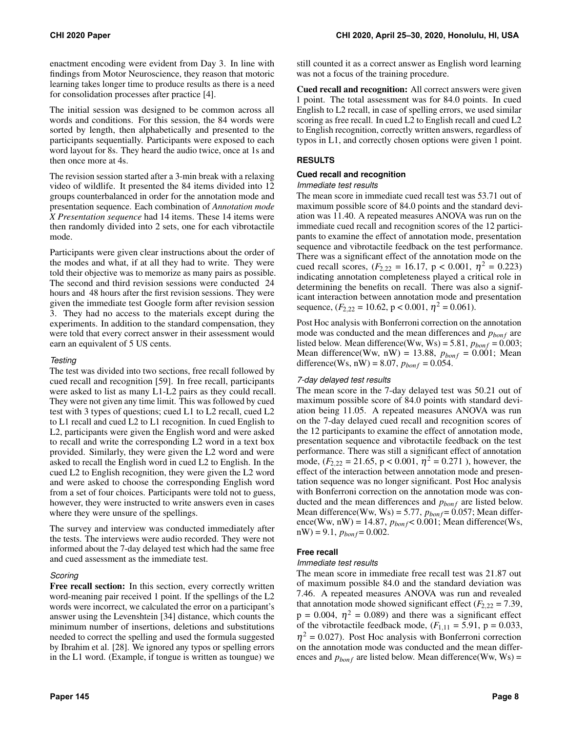enactment encoding were evident from Day 3. In line with findings from Motor Neuroscience, they reason that motoric learning takes longer time to produce results as there is a need for consolidation processes after practice [4].

The initial session was designed to be common across all words and conditions. For this session, the 84 words were sorted by length, then alphabetically and presented to the participants sequentially. Participants were exposed to each word layout for 8s. They heard the audio twice, once at 1s and then once more at 4s.

The revision session started after a 3-min break with a relaxing video of wildlife. It presented the 84 items divided into 12 groups counterbalanced in order for the annotation mode and presentation sequence. Each combination of *Annotation mode X Presentation sequence* had 14 items. These 14 items were then randomly divided into 2 sets, one for each vibrotactile mode.

Participants were given clear instructions about the order of the modes and what, if at all they had to write. They were told their objective was to memorize as many pairs as possible. The second and third revision sessions were conducted 24 hours and 48 hours after the first revision sessions. They were given the immediate test Google form after revision session 3. They had no access to the materials except during the experiments. In addition to the standard compensation, they were told that every correct answer in their assessment would earn an equivalent of 5 US cents.

#### *Testing*

The test was divided into two sections, free recall followed by cued recall and recognition [59]. In free recall, participants were asked to list as many L1-L2 pairs as they could recall. They were not given any time limit. This was followed by cued test with 3 types of questions; cued L1 to L2 recall, cued L2 to L1 recall and cued L2 to L1 recognition. In cued English to L2, participants were given the English word and were asked to recall and write the corresponding L2 word in a text box provided. Similarly, they were given the L2 word and were asked to recall the English word in cued L2 to English. In the cued L2 to English recognition, they were given the L2 word and were asked to choose the corresponding English word from a set of four choices. Participants were told not to guess, however, they were instructed to write answers even in cases where they were unsure of the spellings.

The survey and interview was conducted immediately after the tests. The interviews were audio recorded. They were not informed about the 7-day delayed test which had the same free and cued assessment as the immediate test.

#### *Scoring*

**Free recall section:** In this section, every correctly written word-meaning pair received 1 point. If the spellings of the L2 words were incorrect, we calculated the error on a participant's answer using the Levenshtein [34] distance, which counts the minimum number of insertions, deletions and substitutions needed to correct the spelling and used the formula suggested by Ibrahim et al. [28]. We ignored any typos or spelling errors in the L1 word. (Example, if tongue is written as toungue) we still counted it as a correct answer as English word learning was not a focus of the training procedure.

**Cued recall and recognition:** All correct answers were given 1 point. The total assessment was for 84.0 points. In cued English to L2 recall, in case of spelling errors, we used similar scoring as free recall. In cued L2 to English recall and cued L2 to English recognition, correctly written answers, regardless of typos in L1, and correctly chosen options were given 1 point.

## RESULTS

### Cued recall and recognition

#### *Immediate test results*

The mean score in immediate cued recall test was 53.71 out of maximum possible score of 84.0 points and the standard deviation was 11.40. A repeated measures ANOVA was run on the immediate cued recall and recognition scores of the 12 participants to examine the effect of annotation mode, presentation sequence and vibrotactile feedback on the test performance. There was a significant effect of the annotation mode on the cued recall scores, ($F_{2,22}$ = 16.17, p < 0.001, $\eta^2$ = 0.223) indicating annotation completeness played a critical role in determining the benefits on recall. There was also a significant interaction between annotation mode and presentation sequence, ($F_{2,22}$ = 10.62, p < 0.001, $\eta^2$ = 0.061).

Post Hoc analysis with Bonferroni correction on the annotation mode was conducted and the mean differences and $p_{bonf}$ are listed below. Mean difference(Ww, Ws) = 5.81, $p_{bonf}$ = 0.003; Mean difference(Ww, nW) = 13.88, $p_{bonf}$ = 0.001; Mean difference(Ws, nW) = 8.07, $p_{bonf}$ = 0.054.

#### *7-day delayed test results*

The mean score in the 7-day delayed test was 50.21 out of maximum possible score of 84.0 points with standard deviation being 11.05. A repeated measures ANOVA was run on the 7-day delayed cued recall and recognition scores of the 12 participants to examine the effect of annotation mode, presentation sequence and vibrotactile feedback on the test performance. There was still a significant effect of annotation mode, ($F_{2,22}$ = 21.65, p < 0.001, $\eta^2$ = 0.271 ), however, the effect of the interaction between annotation mode and presentation sequence was no longer significant. Post Hoc analysis with Bonferroni correction on the annotation mode was conducted and the mean differences and $p_{bonf}$ are listed below. Mean difference(Ww, Ws) = 5.77, $p_{bonf}$= 0.057; Mean difference(Ww, nW) = 14.87, $p_{bonf}$< 0.001; Mean difference(Ws, nW) = 9.1, $p_{bonf}$= 0.002.

### Free recall

#### *Immediate test results*

The mean score in immediate free recall test was 21.87 out of maximum possible 84.0 and the standard deviation was 7.46. A repeated measures ANOVA was run and revealed that annotation mode showed significant effect ($F_{2,22}$ = 7.39, p = 0.004, $\eta^2$ = 0.089) and there was a significant effect of the vibrotactile feedback mode, ($F_{1,11}$ = 5.91, p = 0.033, $\eta^2$ = 0.027). Post Hoc analysis with Bonferroni correction on the annotation mode was conducted and the mean differences and $p_{bonf}$ are listed below. Mean difference(Ww, Ws) =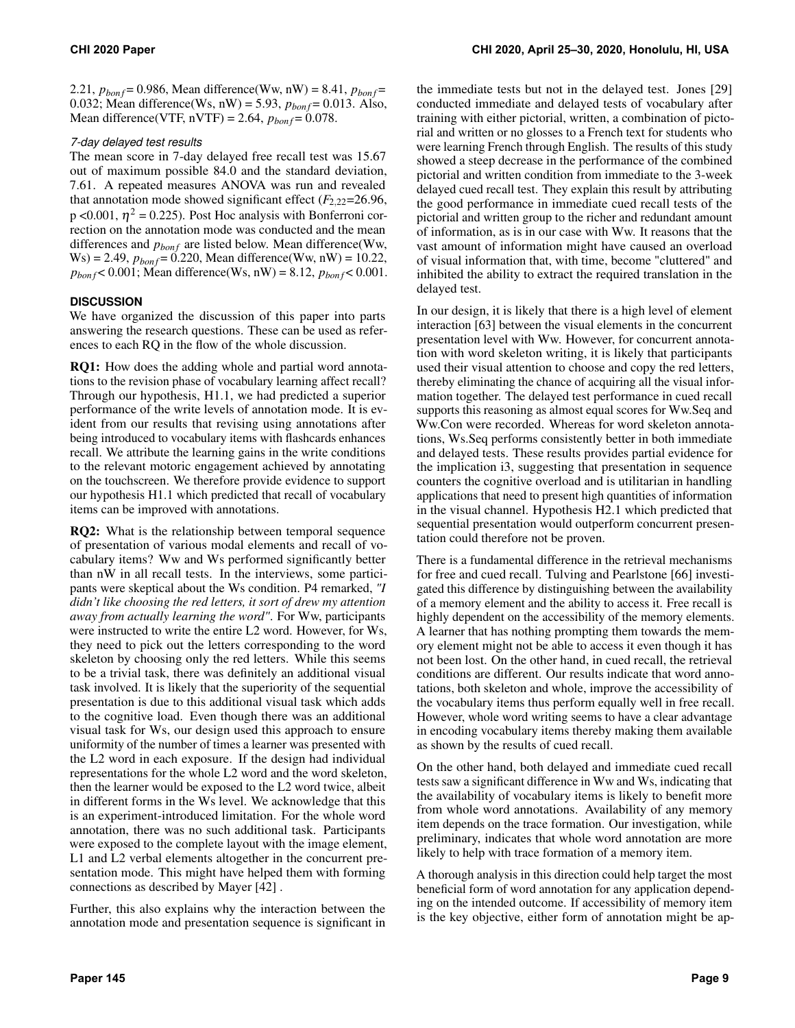2.21, $p_{bonf}$ = 0.986, Mean difference(Ww, nW) = 8.41, $p_{bonf}$ = 0.032; Mean difference(Ws, nW) = 5.93, $p_{bonf}$ = 0.013. Also, Mean difference(VTF, nVTF) = 2.64, $p_{bonf}$ = 0.078.

#### *7-day delayed test results*

The mean score in 7-day delayed free recall test was 15.67 out of maximum possible 84.0 and the standard deviation, 7.61. A repeated measures ANOVA was run and revealed that annotation mode showed significant effect ($F_{2,22}$=26.96, p <0.001, $\eta^2$ = 0.225). Post Hoc analysis with Bonferroni correction on the annotation mode was conducted and the mean differences and $p_{bonf}$ are listed below. Mean difference(Ww, Ws) = 2.49, $p_{bonf}$ = 0.220, Mean difference(Ww, nW) = 10.22, $p_{bonf}$ < 0.001; Mean difference(Ws, nW) = 8.12, $p_{bonf}$ < 0.001.

### DISCUSSION

We have organized the discussion of this paper into parts answering the research questions. These can be used as references to each RQ in the flow of the whole discussion.

**RQ1:** How does the adding whole and partial word annotations to the revision phase of vocabulary learning affect recall? Through our hypothesis, H1.1, we had predicted a superior performance of the write levels of annotation mode. It is evident from our results that revising using annotations after being introduced to vocabulary items with flashcards enhances recall. We attribute the learning gains in the write conditions to the relevant motoric engagement achieved by annotating on the touchscreen. We therefore provide evidence to support our hypothesis H1.1 which predicted that recall of vocabulary items can be improved with annotations.

**RQ2:** What is the relationship between temporal sequence of presentation of various modal elements and recall of vocabulary items? Ww and Ws performed significantly better than nW in all recall tests. In the interviews, some participants were skeptical about the Ws condition. P4 remarked, *"I didn't like choosing the red letters, it sort of drew my attention away from actually learning the word"*. For Ww, participants were instructed to write the entire L2 word. However, for Ws, they need to pick out the letters corresponding to the word skeleton by choosing only the red letters. While this seems to be a trivial task, there was definitely an additional visual task involved. It is likely that the superiority of the sequential presentation is due to this additional visual task which adds to the cognitive load. Even though there was an additional visual task for Ws, our design used this approach to ensure uniformity of the number of times a learner was presented with the L2 word in each exposure. If the design had individual representations for the whole L2 word and the word skeleton, then the learner would be exposed to the L2 word twice, albeit in different forms in the Ws level. We acknowledge that this is an experiment-introduced limitation. For the whole word annotation, there was no such additional task. Participants were exposed to the complete layout with the image element, L1 and L2 verbal elements altogether in the concurrent presentation mode. This might have helped them with forming connections as described by Mayer [42] .

Further, this also explains why the interaction between the annotation mode and presentation sequence is significant in the immediate tests but not in the delayed test. Jones [29] conducted immediate and delayed tests of vocabulary after training with either pictorial, written, a combination of pictorial and written or no glosses to a French text for students who were learning French through English. The results of this study showed a steep decrease in the performance of the combined pictorial and written condition from immediate to the 3-week delayed cued recall test. They explain this result by attributing the good performance in immediate cued recall tests of the pictorial and written group to the richer and redundant amount of information, as is in our case with Ww. It reasons that the vast amount of information might have caused an overload of visual information that, with time, become "cluttered" and inhibited the ability to extract the required translation in the delayed test.

In our design, it is likely that there is a high level of element interaction [63] between the visual elements in the concurrent presentation level with Ww. However, for concurrent annotation with word skeleton writing, it is likely that participants used their visual attention to choose and copy the red letters, thereby eliminating the chance of acquiring all the visual information together. The delayed test performance in cued recall supports this reasoning as almost equal scores for Ww.Seq and Ww.Con were recorded. Whereas for word skeleton annotations, Ws.Seq performs consistently better in both immediate and delayed tests. These results provides partial evidence for the implication i3, suggesting that presentation in sequence counters the cognitive overload and is utilitarian in handling applications that need to present high quantities of information in the visual channel. Hypothesis H2.1 which predicted that sequential presentation would outperform concurrent presentation could therefore not be proven.

There is a fundamental difference in the retrieval mechanisms for free and cued recall. Tulving and Pearlstone [66] investigated this difference by distinguishing between the availability of a memory element and the ability to access it. Free recall is highly dependent on the accessibility of the memory elements. A learner that has nothing prompting them towards the memory element might not be able to access it even though it has not been lost. On the other hand, in cued recall, the retrieval conditions are different. Our results indicate that word annotations, both skeleton and whole, improve the accessibility of the vocabulary items thus perform equally well in free recall. However, whole word writing seems to have a clear advantage in encoding vocabulary items thereby making them available as shown by the results of cued recall.

On the other hand, both delayed and immediate cued recall tests saw a significant difference in Ww and Ws, indicating that the availability of vocabulary items is likely to benefit more from whole word annotations. Availability of any memory item depends on the trace formation. Our investigation, while preliminary, indicates that whole word annotation are more likely to help with trace formation of a memory item.

A thorough analysis in this direction could help target the most beneficial form of word annotation for any application depending on the intended outcome. If accessibility of memory item is the key objective, either form of annotation might be ap-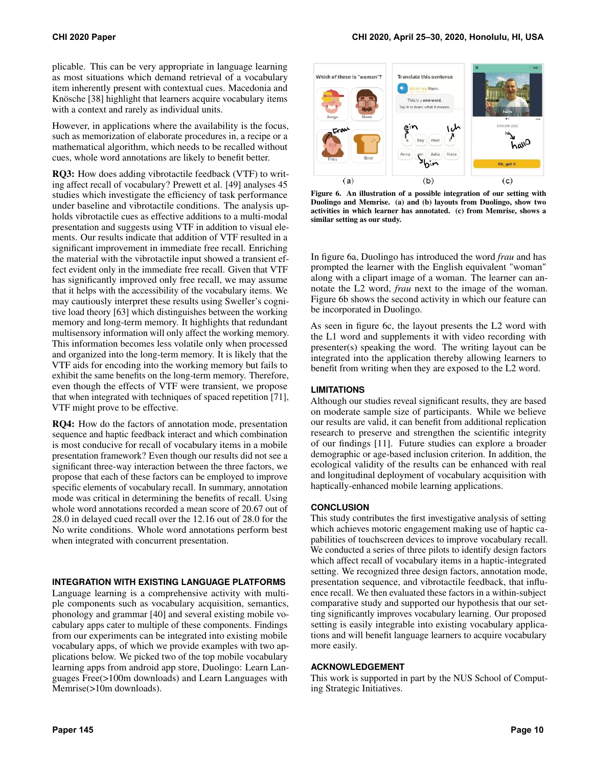plicable. This can be very appropriate in language learning as most situations which demand retrieval of a vocabulary item inherently present with contextual cues. Macedonia and Knösche [38] highlight that learners acquire vocabulary items with a context and rarely as individual units.

However, in applications where the availability is the focus, such as memorization of elaborate procedures in, a recipe or a mathematical algorithm, which needs to be recalled without cues, whole word annotations are likely to benefit better.

**RQ3:** How does adding vibrotactile feedback (VTF) to writing affect recall of vocabulary? Prewett et al. [49] analyses 45 studies which investigate the efficiency of task performance under baseline and vibrotactile conditions. The analysis upholds vibrotactile cues as effective additions to a multi-modal presentation and suggests using VTF in addition to visual elements. Our results indicate that addition of VTF resulted in a significant improvement in immediate free recall. Enriching the material with the vibrotactile input showed a transient effect evident only in the immediate free recall. Given that VTF has significantly improved only free recall, we may assume that it helps with the accessibility of the vocabulary items. We may cautiously interpret these results using Sweller's cognitive load theory [63] which distinguishes between the working memory and long-term memory. It highlights that redundant multisensory information will only affect the working memory. This information becomes less volatile only when processed and organized into the long-term memory. It is likely that the VTF aids for encoding into the working memory but fails to exhibit the same benefits on the long-term memory. Therefore, even though the effects of VTF were transient, we propose that when integrated with techniques of spaced repetition [71], VTF might prove to be effective.

**RQ4:** How do the factors of annotation mode, presentation sequence and haptic feedback interact and which combination is most conducive for recall of vocabulary items in a mobile presentation framework? Even though our results did not see a significant three-way interaction between the three factors, we propose that each of these factors can be employed to improve specific elements of vocabulary recall. In summary, annotation mode was critical in determining the benefits of recall. Using whole word annotations recorded a mean score of 20.67 out of 28.0 in delayed cued recall over the 12.16 out of 28.0 for the No write conditions. Whole word annotations perform best when integrated with concurrent presentation.

## INTEGRATION WITH EXISTING LANGUAGE PLATFORMS

Language learning is a comprehensive activity with multiple components such as vocabulary acquisition, semantics, phonology and grammar [40] and several existing mobile vocabulary apps cater to multiple of these components. Findings from our experiments can be integrated into existing mobile vocabulary apps, of which we provide examples with two applications below. We picked two of the top mobile vocabulary learning apps from android app store, Duolingo: Learn Languages Free(>100m downloads) and Learn Languages with Memrise(>10m downloads).

**Figure 6. An illustration of a possible integration of our setting with Duolingo and Memrise. (a) and (b) layouts from Duolingo, show two activities in which learner has annotated. (c) from Memrise, shows a similar setting as our study.**

In figure 6a, Duolingo has introduced the word *frau* and has prompted the learner with the English equivalent "woman" along with a clipart image of a woman. The learner can annotate the L2 word, *frau* next to the image of the woman. Figure 6b shows the second activity in which our feature can be incorporated in Duolingo.

As seen in figure 6c, the layout presents the L2 word with the L1 word and supplements it with video recording with presenter(s) speaking the word. The writing layout can be integrated into the application thereby allowing learners to benefit from writing when they are exposed to the L2 word.

## LIMITATIONS

Although our studies reveal significant results, they are based on moderate sample size of participants. While we believe our results are valid, it can benefit from additional replication research to preserve and strengthen the scientific integrity of our findings [11]. Future studies can explore a broader demographic or age-based inclusion criterion. In addition, the ecological validity of the results can be enhanced with real and longitudinal deployment of vocabulary acquisition with haptically-enhanced mobile learning applications.

## CONCLUSION

This study contributes the first investigative analysis of setting which achieves motoric engagement making use of haptic capabilities of touchscreen devices to improve vocabulary recall. We conducted a series of three pilots to identify design factors which affect recall of vocabulary items in a haptic-integrated setting. We recognized three design factors, annotation mode, presentation sequence, and vibrotactile feedback, that influence recall. We then evaluated these factors in a within-subject comparative study and supported our hypothesis that our setting significantly improves vocabulary learning. Our proposed setting is easily integrable into existing vocabulary applications and will benefit language learners to acquire vocabulary more easily.

## ACKNOWLEDGEMENT

This work is supported in part by the NUS School of Computing Strategic Initiatives.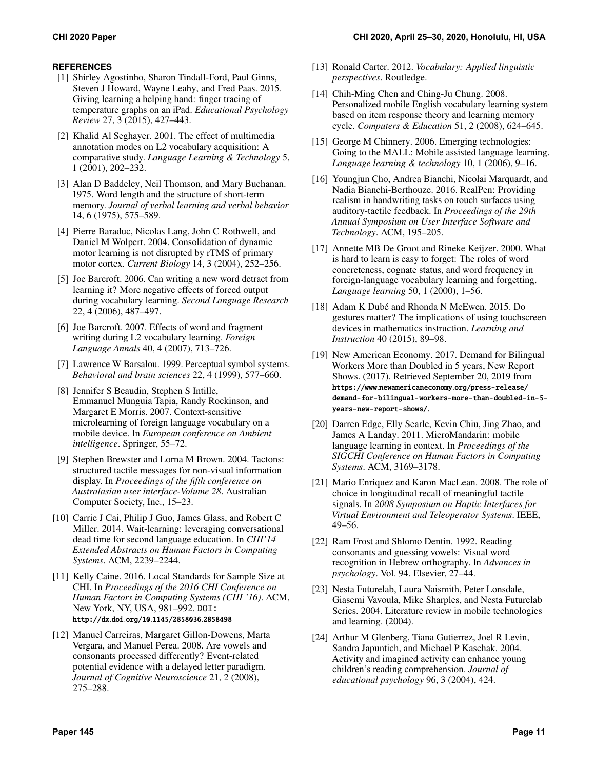## REFERENCES

[1] Shirley Agostinho, Sharon Tindall-Ford, Paul Ginns, Steven J Howard, Wayne Leahy, and Fred Paas. 2015. Giving learning a helping hand: finger tracing of temperature graphs on an iPad. *Educational Psychology Review* 27, 3 (2015), 427–443.

[2] Khalid Al Seghayer. 2001. The effect of multimedia annotation modes on L2 vocabulary acquisition: A comparative study. *Language Learning & Technology* 5, 1 (2001), 202–232.

[3] Alan D Baddeley, Neil Thomson, and Mary Buchanan. 1975. Word length and the structure of short-term memory. *Journal of verbal learning and verbal behavior* 14, 6 (1975), 575–589.

[4] Pierre Baraduc, Nicolas Lang, John C Rothwell, and Daniel M Wolpert. 2004. Consolidation of dynamic motor learning is not disrupted by rTMS of primary motor cortex. *Current Biology* 14, 3 (2004), 252–256.

[5] Joe Barcroft. 2006. Can writing a new word detract from learning it? More negative effects of forced output during vocabulary learning. *Second Language Research* 22, 4 (2006), 487–497.

[6] Joe Barcroft. 2007. Effects of word and fragment writing during L2 vocabulary learning. *Foreign Language Annals* 40, 4 (2007), 713–726.

[7] Lawrence W Barsalou. 1999. Perceptual symbol systems. *Behavioral and brain sciences* 22, 4 (1999), 577–660.

[8] Jennifer S Beaudin, Stephen S Intille, Emmanuel Munguia Tapia, Randy Rockinson, and Margaret E Morris. 2007. Context-sensitive microlearning of foreign language vocabulary on a mobile device. In *European conference on Ambient intelligence*. Springer, 55–72.

[9] Stephen Brewster and Lorna M Brown. 2004. Tactons: structured tactile messages for non-visual information display. In *Proceedings of the fifth conference on Australasian user interface-Volume 28*. Australian Computer Society, Inc., 15–23.

[10] Carrie J Cai, Philip J Guo, James Glass, and Robert C Miller. 2014. Wait-learning: leveraging conversational dead time for second language education. In *CHI'14 Extended Abstracts on Human Factors in Computing Systems*. ACM, 2239–2244.

[11] Kelly Caine. 2016. Local Standards for Sample Size at CHI. In *Proceedings of the 2016 CHI Conference on Human Factors in Computing Systems (CHI '16)*. ACM, New York, NY, USA, 981–992. DOI: http://dx.doi.org/10.1145/2858036.2858498

[12] Manuel Carreiras, Margaret Gillon-Dowens, Marta Vergara, and Manuel Perea. 2008. Are vowels and consonants processed differently? Event-related potential evidence with a delayed letter paradigm. *Journal of Cognitive Neuroscience* 21, 2 (2008), 275–288.

[13] Ronald Carter. 2012. *Vocabulary: Applied linguistic perspectives*. Routledge.

[14] Chih-Ming Chen and Ching-Ju Chung. 2008. Personalized mobile English vocabulary learning system based on item response theory and learning memory cycle. *Computers & Education* 51, 2 (2008), 624–645.

[15] George M Chinnery. 2006. Emerging technologies: Going to the MALL: Mobile assisted language learning. *Language learning & technology* 10, 1 (2006), 9–16.

[16] Youngjun Cho, Andrea Bianchi, Nicolai Marquardt, and Nadia Bianchi-Berthouze. 2016. RealPen: Providing realism in handwriting tasks on touch surfaces using auditory-tactile feedback. In *Proceedings of the 29th Annual Symposium on User Interface Software and Technology*. ACM, 195–205.

[17] Annette MB De Groot and Rineke Keijzer. 2000. What is hard to learn is easy to forget: The roles of word concreteness, cognate status, and word frequency in foreign-language vocabulary learning and forgetting. *Language learning* 50, 1 (2000), 1–56.

[18] Adam K Dubé and Rhonda N McEwen. 2015. Do gestures matter? The implications of using touchscreen devices in mathematics instruction. *Learning and Instruction* 40 (2015), 89–98.

[19] New American Economy. 2017. Demand for Bilingual Workers More than Doubled in 5 years, New Report Shows. (2017). Retrieved September 20, 2019 from https://www.newamericaneconomy.org/press-release/demand-for-bilingual-workers-more-than-doubled-in-5-years-new-report-shows/.

[20] Darren Edge, Elly Searle, Kevin Chiu, Jing Zhao, and James A Landay. 2011. MicroMandarin: mobile language learning in context. In *Proceedings of the SIGCHI Conference on Human Factors in Computing Systems*. ACM, 3169–3178.

[21] Mario Enriquez and Karon MacLean. 2008. The role of choice in longitudinal recall of meaningful tactile signals. In *2008 Symposium on Haptic Interfaces for Virtual Environment and Teleoperator Systems*. IEEE, 49–56.

[22] Ram Frost and Shlomo Dentin. 1992. Reading consonants and guessing vowels: Visual word recognition in Hebrew orthography. In *Advances in psychology*. Vol. 94. Elsevier, 27–44.

[23] Nesta Futurelab, Laura Naismith, Peter Lonsdale, Giasemi Vavoula, Mike Sharples, and Nesta Futurelab Series. 2004. Literature review in mobile technologies and learning. (2004).

[24] Arthur M Glenberg, Tiana Gutierrez, Joel R Levin, Sandra Japuntich, and Michael P Kaschak. 2004. Activity and imagined activity can enhance young children's reading comprehension. *Journal of educational psychology* 96, 3 (2004), 424.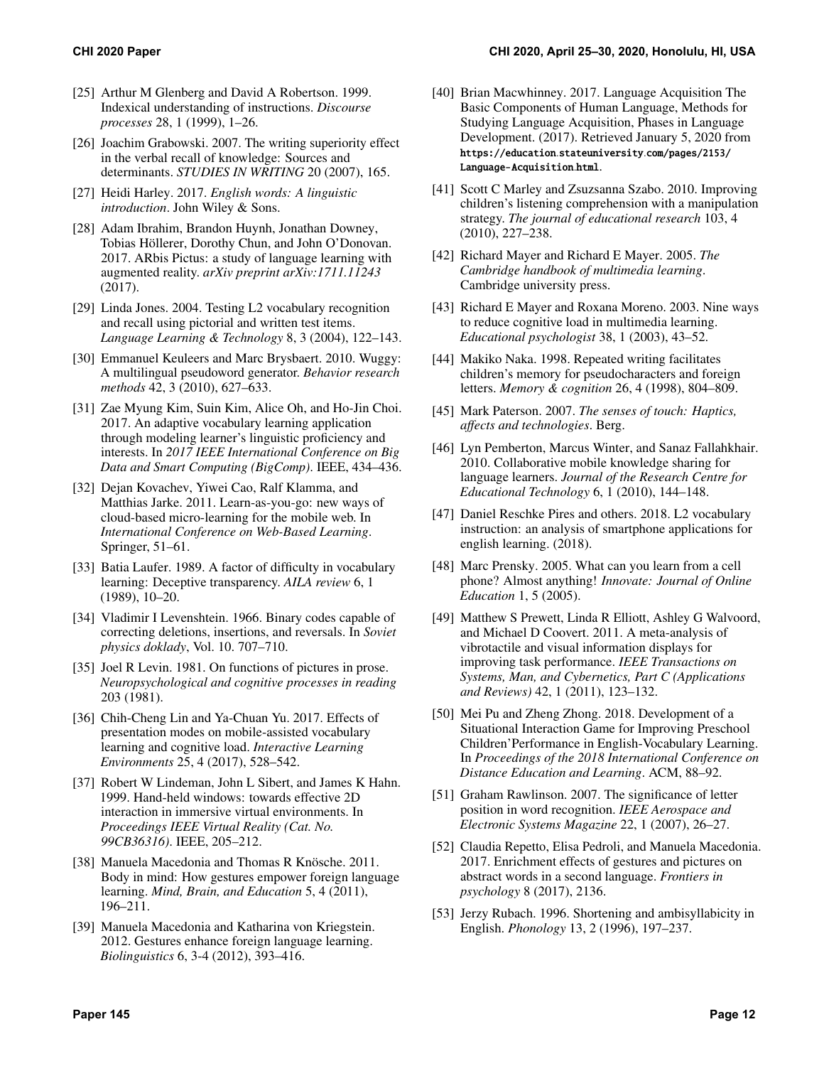[25] Arthur M Glenberg and David A Robertson. 1999. Indexical understanding of instructions. *Discourse processes* 28, 1 (1999), 1–26.

[26] Joachim Grabowski. 2007. The writing superiority effect in the verbal recall of knowledge: Sources and determinants. *STUDIES IN WRITING* 20 (2007), 165.

[27] Heidi Harley. 2017. *English words: A linguistic introduction*. John Wiley & Sons.

[28] Adam Ibrahim, Brandon Huynh, Jonathan Downey, Tobias Höllerer, Dorothy Chun, and John O'Donovan. 2017. ARbis Pictus: a study of language learning with augmented reality. *arXiv preprint arXiv:1711.11243* (2017).

[29] Linda Jones. 2004. Testing L2 vocabulary recognition and recall using pictorial and written test items. *Language Learning & Technology* 8, 3 (2004), 122–143.

[30] Emmanuel Keuleers and Marc Brysbaert. 2010. Wuggy: A multilingual pseudoword generator. *Behavior research methods* 42, 3 (2010), 627–633.

[31] Zae Myung Kim, Suin Kim, Alice Oh, and Ho-Jin Choi. 2017. An adaptive vocabulary learning application through modeling learner's linguistic proficiency and interests. In *2017 IEEE International Conference on Big Data and Smart Computing (BigComp)*. IEEE, 434–436.

[32] Dejan Kovachev, Yiwei Cao, Ralf Klamma, and Matthias Jarke. 2011. Learn-as-you-go: new ways of cloud-based micro-learning for the mobile web. In *International Conference on Web-Based Learning*. Springer, 51–61.

[33] Batia Laufer. 1989. A factor of difficulty in vocabulary learning: Deceptive transparency. *AILA review* 6, 1 (1989), 10–20.

[34] Vladimir I Levenshtein. 1966. Binary codes capable of correcting deletions, insertions, and reversals. In *Soviet physics doklady*, Vol. 10. 707–710.

[35] Joel R Levin. 1981. On functions of pictures in prose. *Neuropsychological and cognitive processes in reading* 203 (1981).

[36] Chih-Cheng Lin and Ya-Chuan Yu. 2017. Effects of presentation modes on mobile-assisted vocabulary learning and cognitive load. *Interactive Learning Environments* 25, 4 (2017), 528–542.

[37] Robert W Lindeman, John L Sibert, and James K Hahn. 1999. Hand-held windows: towards effective 2D interaction in immersive virtual environments. In *Proceedings IEEE Virtual Reality (Cat. No. 99CB36316)*. IEEE, 205–212.

[38] Manuela Macedonia and Thomas R Knösche. 2011. Body in mind: How gestures empower foreign language learning. *Mind, Brain, and Education* 5, 4 (2011), 196–211.

[39] Manuela Macedonia and Katharina von Kriegstein. 2012. Gestures enhance foreign language learning. *Biolinguistics* 6, 3-4 (2012), 393–416.

[40] Brian Macwhinney. 2017. Language Acquisition The Basic Components of Human Language, Methods for Studying Language Acquisition, Phases in Language Development. (2017). Retrieved January 5, 2020 from `https://education.stateuniversity.com/pages/2153/Language-Acquisition.html`.

[41] Scott C Marley and Zsuzsanna Szabo. 2010. Improving children's listening comprehension with a manipulation strategy. *The journal of educational research* 103, 4 (2010), 227–238.

[42] Richard Mayer and Richard E Mayer. 2005. *The Cambridge handbook of multimedia learning*. Cambridge university press.

[43] Richard E Mayer and Roxana Moreno. 2003. Nine ways to reduce cognitive load in multimedia learning. *Educational psychologist* 38, 1 (2003), 43–52.

[44] Makiko Naka. 1998. Repeated writing facilitates children's memory for pseudocharacters and foreign letters. *Memory & cognition* 26, 4 (1998), 804–809.

[45] Mark Paterson. 2007. *The senses of touch: Haptics, affects and technologies*. Berg.

[46] Lyn Pemberton, Marcus Winter, and Sanaz Fallahkhair. 2010. Collaborative mobile knowledge sharing for language learners. *Journal of the Research Centre for Educational Technology* 6, 1 (2010), 144–148.

[47] Daniel Reschke Pires and others. 2018. L2 vocabulary instruction: an analysis of smartphone applications for english learning. (2018).

[48] Marc Prensky. 2005. What can you learn from a cell phone? Almost anything! *Innovate: Journal of Online Education* 1, 5 (2005).

[49] Matthew S Prewett, Linda R Elliott, Ashley G Walvoord, and Michael D Coovert. 2011. A meta-analysis of vibrotactile and visual information displays for improving task performance. *IEEE Transactions on Systems, Man, and Cybernetics, Part C (Applications and Reviews)* 42, 1 (2011), 123–132.

[50] Mei Pu and Zheng Zhong. 2018. Development of a Situational Interaction Game for Improving Preschool Children'Performance in English-Vocabulary Learning. In *Proceedings of the 2018 International Conference on Distance Education and Learning*. ACM, 88–92.

[51] Graham Rawlinson. 2007. The significance of letter position in word recognition. *IEEE Aerospace and Electronic Systems Magazine* 22, 1 (2007), 26–27.

[52] Claudia Repetto, Elisa Pedroli, and Manuela Macedonia. 2017. Enrichment effects of gestures and pictures on abstract words in a second language. *Frontiers in psychology* 8 (2017), 2136.

[53] Jerzy Rubach. 1996. Shortening and ambisyllabicity in English. *Phonology* 13, 2 (1996), 197–237.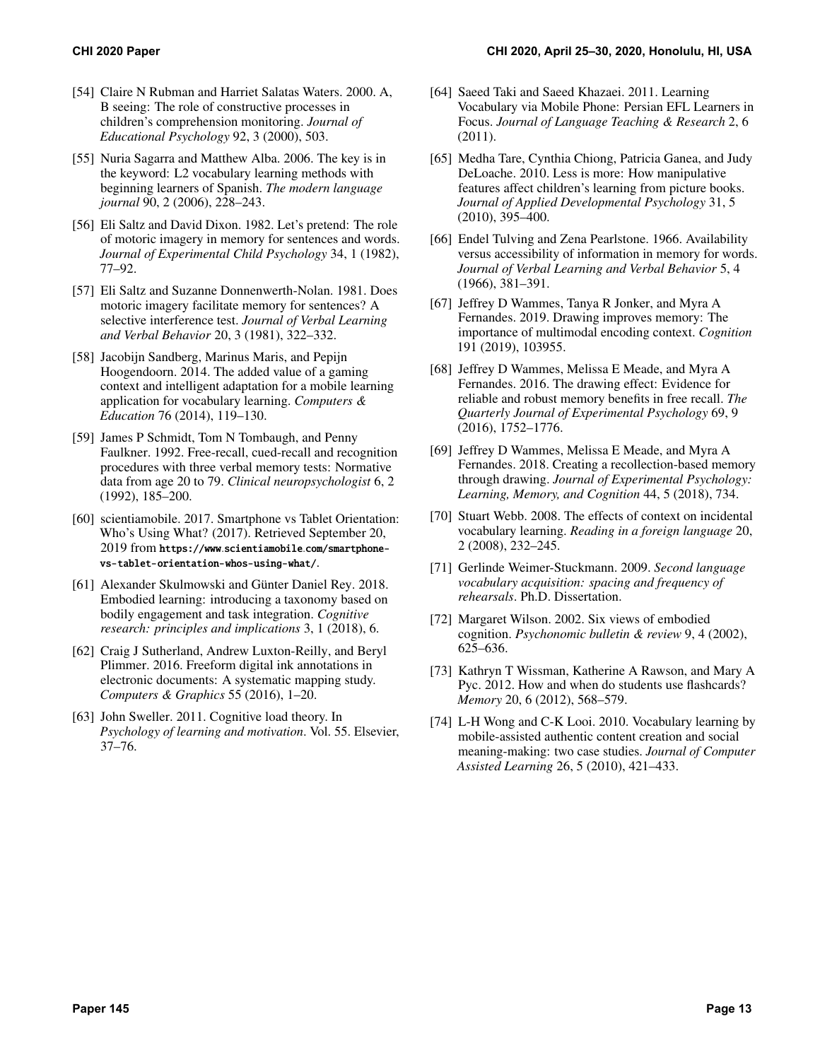[54] Claire N Rubman and Harriet Salatas Waters. 2000. A, B seeing: The role of constructive processes in children's comprehension monitoring. *Journal of Educational Psychology* 92, 3 (2000), 503.

[55] Nuria Sagarra and Matthew Alba. 2006. The key is in the keyword: L2 vocabulary learning methods with beginning learners of Spanish. *The modern language journal* 90, 2 (2006), 228–243.

[56] Eli Saltz and David Dixon. 1982. Let's pretend: The role of motoric imagery in memory for sentences and words. *Journal of Experimental Child Psychology* 34, 1 (1982), 77–92.

[57] Eli Saltz and Suzanne Donnenwerth-Nolan. 1981. Does motoric imagery facilitate memory for sentences? A selective interference test. *Journal of Verbal Learning and Verbal Behavior* 20, 3 (1981), 322–332.

[58] Jacobijn Sandberg, Marinus Maris, and Pepijn Hoogendoorn. 2014. The added value of a gaming context and intelligent adaptation for a mobile learning application for vocabulary learning. *Computers & Education* 76 (2014), 119–130.

[59] James P Schmidt, Tom N Tombaugh, and Penny Faulkner. 1992. Free-recall, cued-recall and recognition procedures with three verbal memory tests: Normative data from age 20 to 79. *Clinical neuropsychologist* 6, 2 (1992), 185–200.

[60] scientiamobile. 2017. Smartphone vs Tablet Orientation: Who's Using What? (2017). Retrieved September 20, 2019 from `https://www.scientiamobile.com/smartphone-vs-tablet-orientation-whos-using-what/`.

[61] Alexander Skulmowski and Günter Daniel Rey. 2018. Embodied learning: introducing a taxonomy based on bodily engagement and task integration. *Cognitive research: principles and implications* 3, 1 (2018), 6.

[62] Craig J Sutherland, Andrew Luxton-Reilly, and Beryl Plimmer. 2016. Freeform digital ink annotations in electronic documents: A systematic mapping study. *Computers & Graphics* 55 (2016), 1–20.

[63] John Sweller. 2011. Cognitive load theory. In *Psychology of learning and motivation*. Vol. 55. Elsevier, 37–76.

[64] Saeed Taki and Saeed Khazaei. 2011. Learning Vocabulary via Mobile Phone: Persian EFL Learners in Focus. *Journal of Language Teaching & Research* 2, 6 (2011).

[65] Medha Tare, Cynthia Chiong, Patricia Ganea, and Judy DeLoache. 2010. Less is more: How manipulative features affect children's learning from picture books. *Journal of Applied Developmental Psychology* 31, 5 (2010), 395–400.

[66] Endel Tulving and Zena Pearlstone. 1966. Availability versus accessibility of information in memory for words. *Journal of Verbal Learning and Verbal Behavior* 5, 4 (1966), 381–391.

[67] Jeffrey D Wammes, Tanya R Jonker, and Myra A Fernandes. 2019. Drawing improves memory: The importance of multimodal encoding context. *Cognition* 191 (2019), 103955.

[68] Jeffrey D Wammes, Melissa E Meade, and Myra A Fernandes. 2016. The drawing effect: Evidence for reliable and robust memory benefits in free recall. *The Quarterly Journal of Experimental Psychology* 69, 9 (2016), 1752–1776.

[69] Jeffrey D Wammes, Melissa E Meade, and Myra A Fernandes. 2018. Creating a recollection-based memory through drawing. *Journal of Experimental Psychology: Learning, Memory, and Cognition* 44, 5 (2018), 734.

[70] Stuart Webb. 2008. The effects of context on incidental vocabulary learning. *Reading in a foreign language* 20, 2 (2008), 232–245.

[71] Gerlinde Weimer-Stuckmann. 2009. *Second language vocabulary acquisition: spacing and frequency of rehearsals*. Ph.D. Dissertation.

[72] Margaret Wilson. 2002. Six views of embodied cognition. *Psychonomic bulletin & review* 9, 4 (2002), 625–636.

[73] Kathryn T Wissman, Katherine A Rawson, and Mary A Pyc. 2012. How and when do students use flashcards? *Memory* 20, 6 (2012), 568–579.

[74] L-H Wong and C-K Looi. 2010. Vocabulary learning by mobile-assisted authentic content creation and social meaning-making: two case studies. *Journal of Computer Assisted Learning* 26, 5 (2010), 421–433.